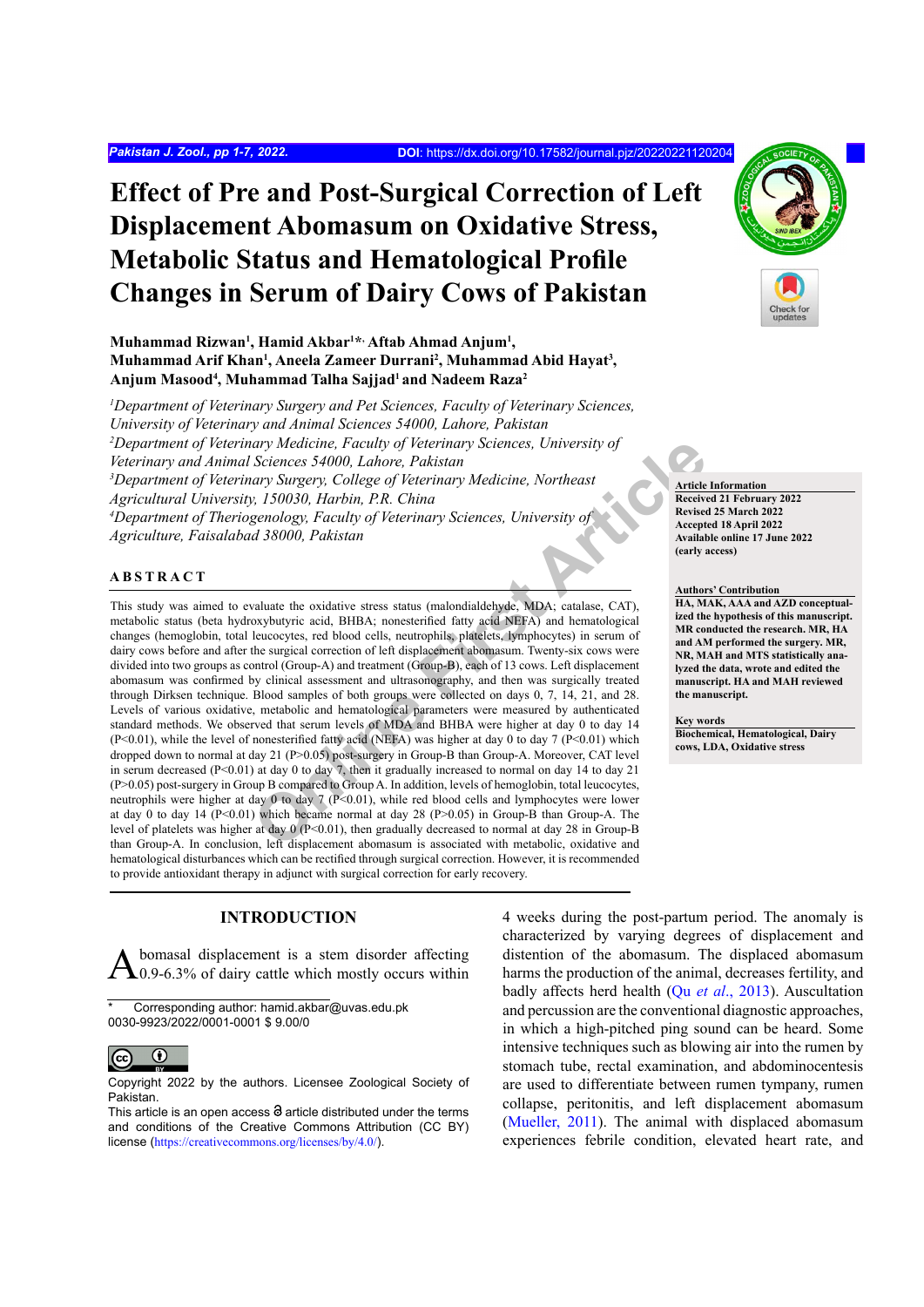# Effect of Pre and Post-Surgical Correction of Left Displacement Abomasum on Oxidative Stress, Metabolic Status and Hematological Profile Changes in Serum of Dairy Cows of Pakistan

**Muhammad Rizwan[1], Hamid Akbar[1*], Aftab Ahmad Anjum[1], Muhammad Arif Khan[1], Aneela Zameer Durrani[2], Muhammad Abid Hayat[3], Anjum Masood[4], Muhammad Talha Sajjad[1] and Nadeem Raza[2]**

*[1]Department of Veterinary Surgery and Pet Sciences, Faculty of Veterinary Sciences, University of Veterinary and Animal Sciences 54000, Lahore, Pakistan*
*[2]Department of Veterinary Medicine, Faculty of Veterinary Sciences, University of Veterinary and Animal Sciences 54000, Lahore, Pakistan*
*[3]Department of Veterinary Surgery, College of Veterinary Medicine, Northeast Agricultural University, 150030, Harbin, P.R. China*
*[4]Department of Theriogenology, Faculty of Veterinary Sciences, University of Agriculture, Faisalabad 38000, Pakistan*

**Article Information**
Received 21 February 2022
Revised 25 March 2022
Accepted 18 April 2022
Available online 17 June 2022 (early access)

**Authors' Contribution**
HA, MAK, AAA and AZD conceptualized the hypothesis of this manuscript. MR conducted the research. MR, HA and AM performed the surgery. MR, NR, MAH and MTS statistically analyzed the data, wrote and edited the manuscript. HA and MAH reviewed the manuscript.

**Key words**
Biochemical, Hematological, Dairy cows, LDA, Oxidative stress

## ABSTRACT

This study was aimed to evaluate the oxidative stress status (malondialdehyde, MDA; catalase, CAT), metabolic status (beta hydroxybutyric acid, BHBA; nonesterified fatty acid NEFA) and hematological changes (hemoglobin, total leucocytes, red blood cells, neutrophils, platelets, lymphocytes) in serum of dairy cows before and after the surgical correction of left displacement abomasum. Twenty-six cows were divided into two groups as control (Group-A) and treatment (Group-B), each of 13 cows. Left displacement abomasum was confirmed by clinical assessment and ultrasonography, and then was surgically treated through Dirksen technique. Blood samples of both groups were collected on days 0, 7, 14, 21, and 28. Levels of various oxidative, metabolic and hematological parameters were measured by authenticated standard methods. We observed that serum levels of MDA and BHBA were higher at day 0 to day 14 ($P<0.01$), while the level of nonesterified fatty acid (NEFA) was higher at day 0 to day 7 ($P<0.01$) which dropped down to normal at day 21 ($P>0.05$) post-surgery in Group-B than Group-A. Moreover, CAT level in serum decreased ($P<0.01$) at day 0 to day 7, then it gradually increased to normal on day 14 to day 21 ($P>0.05$) post-surgery in Group B compared to Group A. In addition, levels of hemoglobin, total leucocytes, neutrophils were higher at day 0 to day 7 ($P<0.01$), while red blood cells and lymphocytes were lower at day 0 to day 14 ($P<0.01$) which became normal at day 28 ($P>0.05$) in Group-B than Group-A. The level of platelets was higher at day 0 ($P<0.01$), then gradually decreased to normal at day 28 in Group-B than Group-A. In conclusion, left displacement abomasum is associated with metabolic, oxidative and hematological disturbances which can be rectified through surgical correction. However, it is recommended to provide antioxidant therapy in adjunct with surgical correction for early recovery.

## INTRODUCTION

Abomasal displacement is a stem disorder affecting 0.9-6.3% of dairy cattle which mostly occurs within 4 weeks during the post-partum period. The anomaly is characterized by varying degrees of displacement and distention of the abomasum. The displaced abomasum harms the production of the animal, decreases fertility, and badly affects herd health (Qu *et al*., 2013). Auscultation and percussion are the conventional diagnostic approaches, in which a high-pitched ping sound can be heard. Some intensive techniques such as blowing air into the rumen by stomach tube, rectal examination, and abdominocentesis are used to differentiate between rumen tympany, rumen collapse, peritonitis, and left displacement abomasum (Mueller, 2011). The animal with displaced abomasum experiences febrile condition, elevated heart rate, and

\* Corresponding author: hamid.akbar@uvas.edu.pk
0030-9923/2022/0001-0001 $ 9.00/0

Copyright 2022 by the authors. Licensee Zoological Society of Pakistan.
This article is an open access article distributed under the terms and conditions of the Creative Commons Attribution (CC BY) license (https://creativecommons.org/licenses/by/4.0/).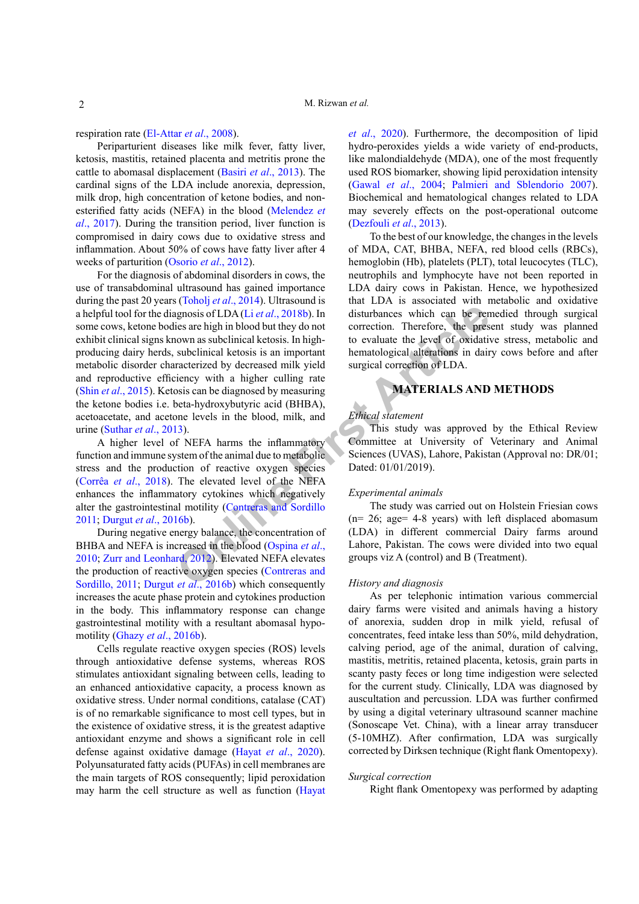respiration rate (El-Attar *et al*., 2008).

Periparturient diseases like milk fever, fatty liver, ketosis, mastitis, retained placenta and metritis prone the cattle to abomasal displacement (Basiri *et al*., 2013). The cardinal signs of the LDA include anorexia, depression, milk drop, high concentration of ketone bodies, and non-esterified fatty acids (NEFA) in the blood (Melendez *et al*., 2017). During the transition period, liver function is compromised in dairy cows due to oxidative stress and inflammation. About 50% of cows have fatty liver after 4 weeks of parturition (Osorio *et al*., 2012).

For the diagnosis of abdominal disorders in cows, the use of transabdominal ultrasound has gained importance during the past 20 years (Toholj *et al*., 2014). Ultrasound is a helpful tool for the diagnosis of LDA (Li *et al*., 2018b). In some cows, ketone bodies are high in blood but they do not exhibit clinical signs known as subclinical ketosis. In high-producing dairy herds, subclinical ketosis is an important metabolic disorder characterized by decreased milk yield and reproductive efficiency with a higher culling rate (Shin *et al*., 2015). Ketosis can be diagnosed by measuring the ketone bodies i.e. beta-hydroxybutyric acid (BHBA), acetoacetate, and acetone levels in the blood, milk, and urine (Suthar *et al*., 2013).

A higher level of NEFA harms the inflammatory function and immune system of the animal due to metabolic stress and the production of reactive oxygen species (Corrêa *et al*., 2018). The elevated level of the NEFA enhances the inflammatory cytokines which negatively alter the gastrointestinal motility (Contreras and Sordillo 2011; Durgut *et al*., 2016b).

During negative energy balance, the concentration of BHBA and NEFA is increased in the blood (Ospina *et al*., 2010; Zurr and Leonhard, 2012). Elevated NEFA elevates the production of reactive oxygen species (Contreras and Sordillo, 2011; Durgut *et al*., 2016b) which consequently increases the acute phase protein and cytokines production in the body. This inflammatory response can change gastrointestinal motility with a resultant abomasal hypo-motility (Ghazy *et al*., 2016b).

Cells regulate reactive oxygen species (ROS) levels through antioxidative defense systems, whereas ROS stimulates antioxidant signaling between cells, leading to an enhanced antioxidative capacity, a process known as oxidative stress. Under normal conditions, catalase (CAT) is of no remarkable significance to most cell types, but in the existence of oxidative stress, it is the greatest adaptive antioxidant enzyme and shows a significant role in cell defense against oxidative damage (Hayat *et al*., 2020). Polyunsaturated fatty acids (PUFAs) in cell membranes are the main targets of ROS consequently; lipid peroxidation may harm the cell structure as well as function (Hayat *et al*., 2020). Furthermore, the decomposition of lipid hydro-peroxides yields a wide variety of end-products, like malondialdehyde (MDA), one of the most frequently used ROS biomarker, showing lipid peroxidation intensity (Gawal *et al*., 2004; Palmieri and Sblendorio 2007). Biochemical and hematological changes related to LDA may severely effects on the post-operational outcome (Dezfouli *et al*., 2013).

To the best of our knowledge, the changes in the levels of MDA, CAT, BHBA, NEFA, red blood cells (RBCs), hemoglobin (Hb), platelets (PLT), total leucocytes (TLC), neutrophils and lymphocyte have not been reported in LDA dairy cows in Pakistan. Hence, we hypothesized that LDA is associated with metabolic and oxidative disturbances which can be remedied through surgical correction. Therefore, the present study was planned to evaluate the level of oxidative stress, metabolic and hematological alterations in dairy cows before and after surgical correction of LDA.

## MATERIALS AND METHODS

### *Ethical statement*

This study was approved by the Ethical Review Committee at University of Veterinary and Animal Sciences (UVAS), Lahore, Pakistan (Approval no: DR/01; Dated: 01/01/2019).

### *Experimental animals*

The study was carried out on Holstein Friesian cows (n= 26; age= 4-8 years) with left displaced abomasum (LDA) in different commercial Dairy farms around Lahore, Pakistan. The cows were divided into two equal groups viz A (control) and B (Treatment).

### *History and diagnosis*

As per telephonic intimation various commercial dairy farms were visited and animals having a history of anorexia, sudden drop in milk yield, refusal of concentrates, feed intake less than 50%, mild dehydration, calving period, age of the animal, duration of calving, mastitis, metritis, retained placenta, ketosis, grain parts in scanty pasty feces or long time indigestion were selected for the current study. Clinically, LDA was diagnosed by auscultation and percussion. LDA was further confirmed by using a digital veterinary ultrasound scanner machine (Sonoscape Vet. China), with a linear array transducer (5-10MHZ). After confirmation, LDA was surgically corrected by Dirksen technique (Right flank Omentopexy).

### *Surgical correction*

Right flank Omentopexy was performed by adapting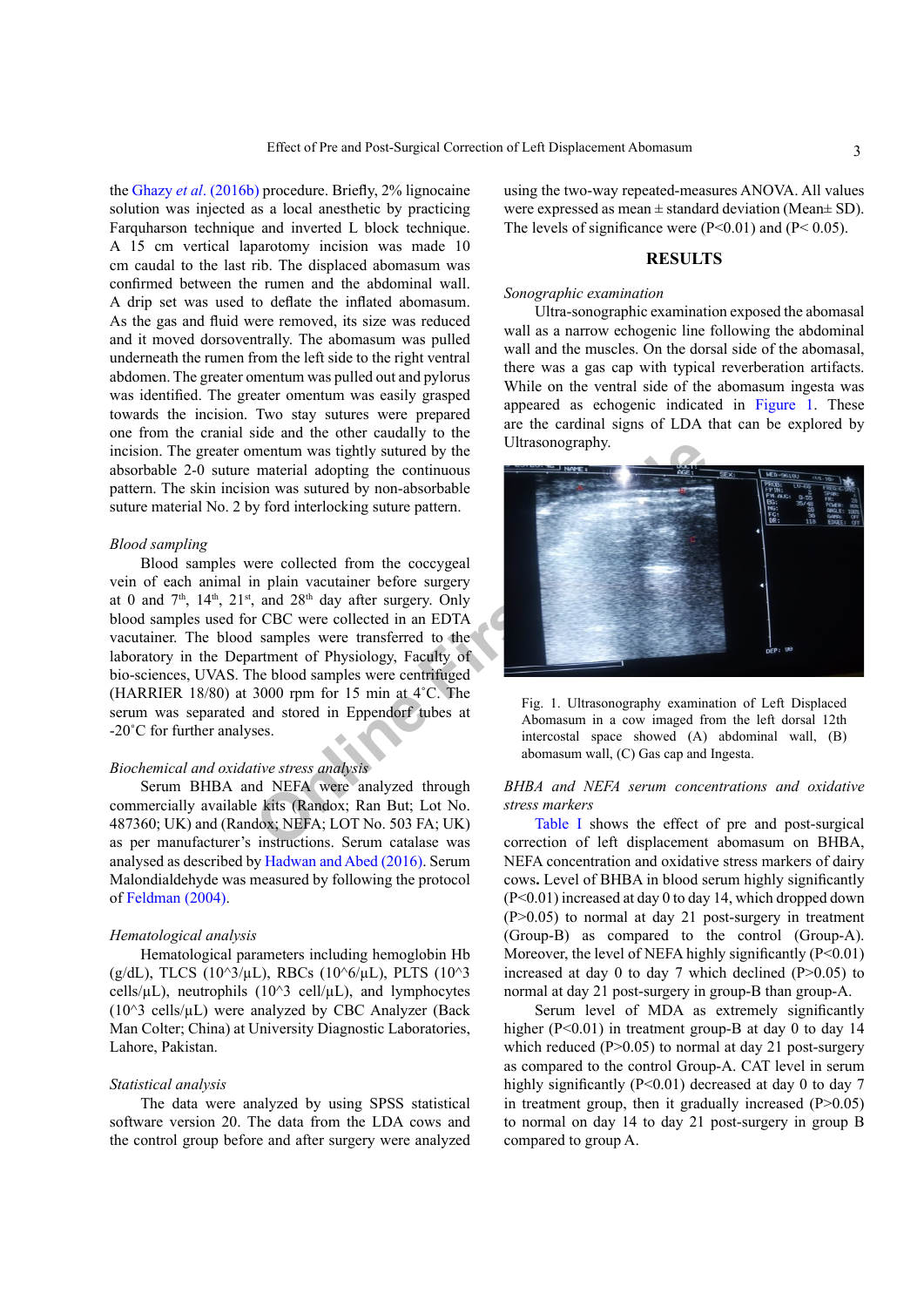the Ghazy *et al*. (2016b) procedure. Briefly, 2% lignocaine solution was injected as a local anesthetic by practicing Farquharson technique and inverted L block technique. A 15 cm vertical laparotomy incision was made 10 cm caudal to the last rib. The displaced abomasum was confirmed between the rumen and the abdominal wall. A drip set was used to deflate the inflated abomasum. As the gas and fluid were removed, its size was reduced and it moved dorsoventrally. The abomasum was pulled underneath the rumen from the left side to the right ventral abdomen. The greater omentum was pulled out and pylorus was identified. The greater omentum was easily grasped towards the incision. Two stay sutures were prepared one from the cranial side and the other caudally to the incision. The greater omentum was tightly sutured by the absorbable 2-0 suture material adopting the continuous pattern. The skin incision was sutured by non-absorbable suture material No. 2 by ford interlocking suture pattern.

*Blood sampling*

Blood samples were collected from the coccygeal vein of each animal in plain vacutainer before surgery at 0 and $7^{th}$, $14^{th}$, $21^{st}$, and $28^{th}$ day after surgery. Only blood samples used for CBC were collected in an EDTA vacutainer. The blood samples were transferred to the laboratory in the Department of Physiology, Faculty of bio-sciences, UVAS. The blood samples were centrifuged (HARRIER 18/80) at 3000 rpm for 15 min at 4˚C. The serum was separated and stored in Eppendorf tubes at -20˚C for further analyses.

*Biochemical and oxidative stress analysis*

Serum BHBA and NEFA were analyzed through commercially available kits (Randox; Ran But; Lot No. 487360; UK) and (Randox; NEFA; LOT No. 503 FA; UK) as per manufacturer's instructions. Serum catalase was analysed as described by Hadwan and Abed (2016). Serum Malondialdehyde was measured by following the protocol of Feldman (2004).

*Hematological analysis*

Hematological parameters including hemoglobin Hb (g/dL), TLCS ($10^3$/µL), RBCs ($10^6$/µL), PLTS ($10^3$ cells/µL), neutrophils ($10^3$ cell/µL), and lymphocytes ($10^3$ cells/µL) were analyzed by CBC Analyzer (Back Man Colter; China) at University Diagnostic Laboratories, Lahore, Pakistan.

*Statistical analysis*

The data were analyzed by using SPSS statistical software version 20. The data from the LDA cows and the control group before and after surgery were analyzed using the two-way repeated-measures ANOVA. All values were expressed as mean ± standard deviation (Mean± SD). The levels of significance were ($P<0.01$) and ($P< 0.05$).

## RESULTS

*Sonographic examination*

Ultra-sonographic examination exposed the abomasal wall as a narrow echogenic line following the abdominal wall and the muscles. On the dorsal side of the abomasal, there was a gas cap with typical reverberation artifacts. While on the ventral side of the abomasum ingesta was appeared as echogenic indicated in Figure 1. These are the cardinal signs of LDA that can be explored by Ultrasonography.

Fig. 1. Ultrasonography examination of Left Displaced Abomasum in a cow imaged from the left dorsal 12th intercostal space showed (A) abdominal wall, (B) abomasum wall, (C) Gas cap and Ingesta.

*BHBA and NEFA serum concentrations and oxidative stress markers*

Table I shows the effect of pre and post-surgical correction of left displacement abomasum on BHBA, NEFA concentration and oxidative stress markers of dairy cows**.** Level of BHBA in blood serum highly significantly ($P<0.01$) increased at day 0 to day 14, which dropped down ($P>0.05$) to normal at day 21 post-surgery in treatment (Group-B) as compared to the control (Group-A). Moreover, the level of NEFA highly significantly ($P<0.01$) increased at day 0 to day 7 which declined ($P>0.05$) to normal at day 21 post-surgery in group-B than group-A.

Serum level of MDA as extremely significantly higher ($P<0.01$) in treatment group-B at day 0 to day 14 which reduced ($P>0.05$) to normal at day 21 post-surgery as compared to the control Group-A. CAT level in serum highly significantly ($P<0.01$) decreased at day 0 to day 7 in treatment group, then it gradually increased ($P>0.05$) to normal on day 14 to day 21 post-surgery in group B compared to group A.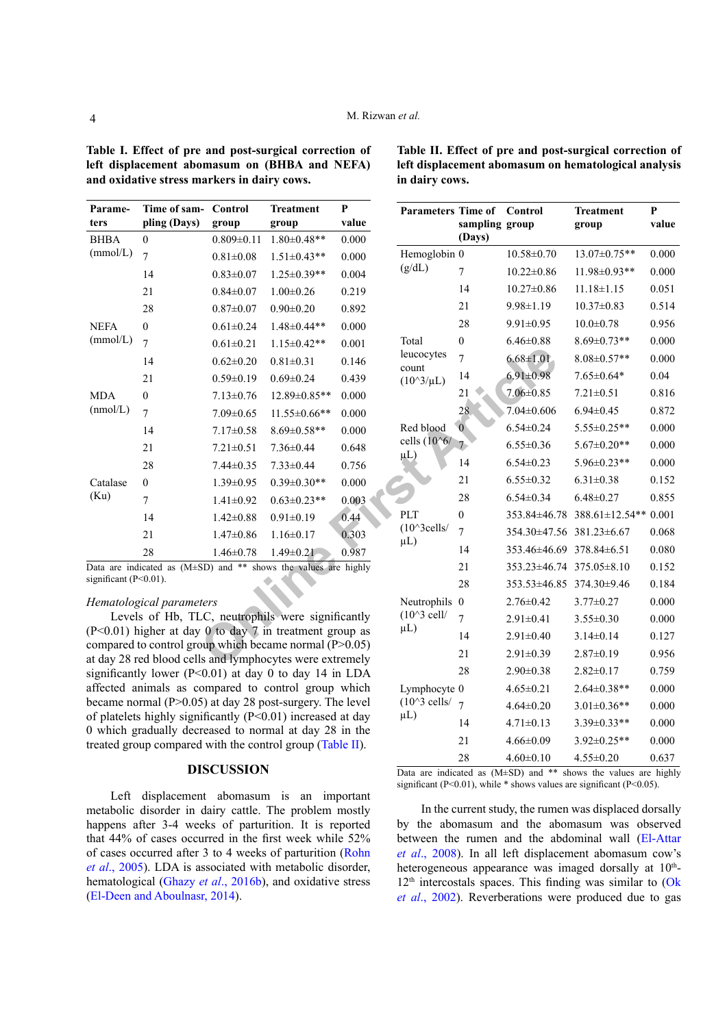**Table I. Effect of pre and post-surgical correction of left displacement abomasum on (BHBA and NEFA) and oxidative stress markers in dairy cows.**

| Parameters | Time of sampling (Days) | Control group | Treatment group | P value |
|---|---|---|---|---|
| BHBA (mmol/L) | 0 | 0.809±0.11 | 1.80±0.48** | 0.000 |
| | 7 | 0.81±0.08 | 1.51±0.43** | 0.000 |
| | 14 | 0.83±0.07 | 1.25±0.39** | 0.004 |
| | 21 | 0.84±0.07 | 1.00±0.26 | 0.219 |
| | 28 | 0.87±0.07 | 0.90±0.20 | 0.892 |
| NEFA (mmol/L) | 0 | 0.61±0.24 | 1.48±0.44** | 0.000 |
| | 7 | 0.61±0.21 | 1.15±0.42** | 0.001 |
| | 14 | 0.62±0.20 | 0.81±0.31 | 0.146 |
| | 21 | 0.59±0.19 | 0.69±0.24 | 0.439 |
| MDA (nmol/L) | 0 | 7.13±0.76 | 12.89±0.85** | 0.000 |
| | 7 | 7.09±0.65 | 11.55±0.66** | 0.000 |
| | 14 | 7.17±0.58 | 8.69±0.58** | 0.000 |
| | 21 | 7.21±0.51 | 7.36±0.44 | 0.648 |
| | 28 | 7.44±0.35 | 7.33±0.44 | 0.756 |
| Catalase (Ku) | 0 | 1.39±0.95 | 0.39±0.30** | 0.000 |
| | 7 | 1.41±0.92 | 0.63±0.23** | 0.003 |
| | 14 | 1.42±0.88 | 0.91±0.19 | 0.44 |
| | 21 | 1.47±0.86 | 1.16±0.17 | 0.303 |
| | 28 | 1.46±0.78 | 1.49±0.21 | 0.987 |

Data are indicated as (M±SD) and ** shows the values are highly significant (P<0.01).

*Hematological parameters*

Levels of Hb, TLC, neutrophils were significantly (P<0.01) higher at day 0 to day 7 in treatment group as compared to control group which became normal (P>0.05) at day 28 red blood cells and lymphocytes were extremely significantly lower (P<0.01) at day 0 to day 14 in LDA affected animals as compared to control group which became normal (P>0.05) at day 28 post-surgery. The level of platelets highly significantly (P<0.01) increased at day 0 which gradually decreased to normal at day 28 in the treated group compared with the control group (Table II).

## DISCUSSION

Left displacement abomasum is an important metabolic disorder in dairy cattle. The problem mostly happens after 3-4 weeks of parturition. It is reported that 44% of cases occurred in the first week while 52% of cases occurred after 3 to 4 weeks of parturition (Rohn *et al*., 2005). LDA is associated with metabolic disorder, hematological (Ghazy *et al*., 2016b), and oxidative stress (El-Deen and Aboulnasr, 2014).

**Table II. Effect of pre and post-surgical correction of left displacement abomasum on hematological analysis in dairy cows.**

| Parameters | Time of sampling (Days) | Control group | Treatment group | P value |
|---|---|---|---|---|
| Hemoglobin (g/dL) | 0 | 10.58±0.70 | 13.07±0.75** | 0.000 |
| | 7 | 10.22±0.86 | 11.98±0.93** | 0.000 |
| | 14 | 10.27±0.86 | 11.18±1.15 | 0.051 |
| | 21 | 9.98±1.19 | 10.37±0.83 | 0.514 |
| | 28 | 9.91±0.95 | 10.0±0.78 | 0.956 |
| Total leucocytes count (10^3/µL) | 0 | 6.46±0.88 | 8.69±0.73** | 0.000 |
| | 7 | 6.68±1.01 | 8.08±0.57** | 0.000 |
| | 14 | 6.91±0.98 | 7.65±0.64* | 0.04 |
| | 21 | 7.06±0.85 | 7.21±0.51 | 0.816 |
| | 28 | 7.04±0.606 | 6.94±0.45 | 0.872 |
| Red blood cells (10^6/ µL) | 0 | 6.54±0.24 | 5.55±0.25** | 0.000 |
| | 7 | 6.55±0.36 | 5.67±0.20** | 0.000 |
| | 14 | 6.54±0.23 | 5.96±0.23** | 0.000 |
| | 21 | 6.55±0.32 | 6.31±0.38 | 0.152 |
| | 28 | 6.54±0.34 | 6.48±0.27 | 0.855 |
| PLT (10^3cells/ µL) | 0 | 353.84±46.78 | 388.61±12.54** | 0.001 |
| | 7 | 354.30±47.56 | 381.23±6.67 | 0.068 |
| | 14 | 353.46±46.69 | 378.84±6.51 | 0.080 |
| | 21 | 353.23±46.74 | 375.05±8.10 | 0.152 |
| | 28 | 353.53±46.85 | 374.30±9.46 | 0.184 |
| Neutrophils (10^3 cell/ µL) | 0 | 2.76±0.42 | 3.77±0.27 | 0.000 |
| | 7 | 2.91±0.41 | 3.55±0.30 | 0.000 |
| | 14 | 2.91±0.40 | 3.14±0.14 | 0.127 |
| | 21 | 2.91±0.39 | 2.87±0.19 | 0.956 |
| | 28 | 2.90±0.38 | 2.82±0.17 | 0.759 |
| Lymphocyte (10^3 cells/ µL) | 0 | 4.65±0.21 | 2.64±0.38** | 0.000 |
| | 7 | 4.64±0.20 | 3.01±0.36** | 0.000 |
| | 14 | 4.71±0.13 | 3.39±0.33** | 0.000 |
| | 21 | 4.66±0.09 | 3.92±0.25** | 0.000 |
| | 28 | 4.60±0.10 | 4.55±0.20 | 0.637 |

Data are indicated as (M±SD) and ** shows the values are highly significant (P<0.01), while * shows values are significant (P<0.05).

In the current study, the rumen was displaced dorsally by the abomasum and the abomasum was observed between the rumen and the abdominal wall (El-Attar *et al*., 2008). In all left displacement abomasum cow's heterogeneous appearance was imaged dorsally at 10th-12th intercostals spaces. This finding was similar to (Ok *et al*., 2002). Reverberations were produced due to gas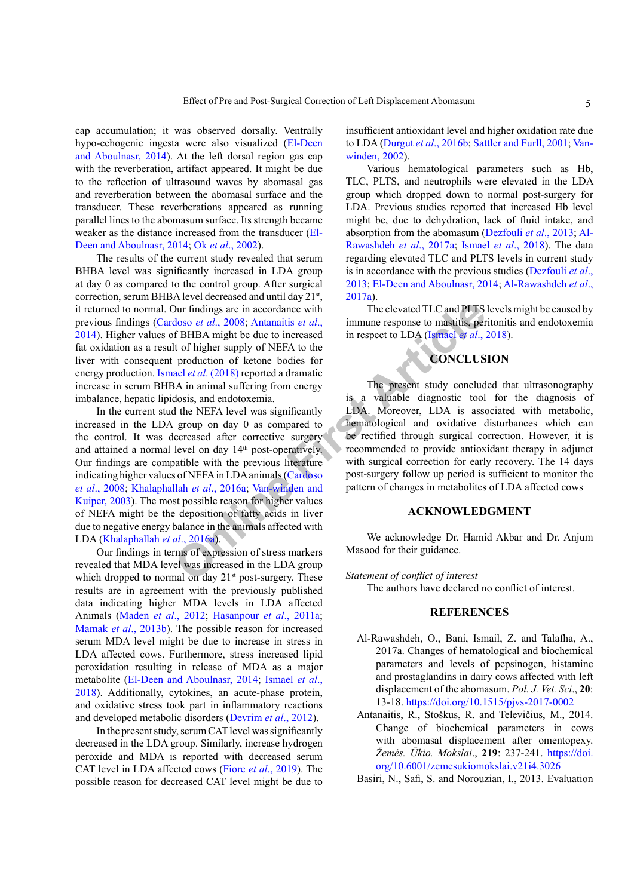cap accumulation; it was observed dorsally. Ventrally hypo-echogenic ingesta were also visualized (El-Deen and Aboulnasr, 2014). At the left dorsal region gas cap with the reverberation, artifact appeared. It might be due to the reflection of ultrasound waves by abomasal gas and reverberation between the abomasal surface and the transducer. These reverberations appeared as running parallel lines to the abomasum surface. Its strength became weaker as the distance increased from the transducer (El-Deen and Aboulnasr, 2014; Ok *et al*., 2002).

The results of the current study revealed that serum BHBA level was significantly increased in LDA group at day 0 as compared to the control group. After surgical correction, serum BHBA level decreased and until day 21st, it returned to normal. Our findings are in accordance with previous findings (Cardoso *et al*., 2008; Antanaitis *et al*., 2014). Higher values of BHBA might be due to increased fat oxidation as a result of higher supply of NEFA to the liver with consequent production of ketone bodies for energy production. Ismael *et al*. (2018) reported a dramatic increase in serum BHBA in animal suffering from energy imbalance, hepatic lipidosis, and endotoxemia.

In the current stud the NEFA level was significantly increased in the LDA group on day 0 as compared to the control. It was decreased after corrective surgery and attained a normal level on day 14th post-operatively. Our findings are compatible with the previous literature indicating higher values of NEFA in LDA animals (Cardoso *et al*., 2008; Khalaphallah *et al*., 2016a; Van-winden and Kuiper, 2003). The most possible reason for higher values of NEFA might be the deposition of fatty acids in liver due to negative energy balance in the animals affected with LDA (Khalaphallah *et al*., 2016a).

Our findings in terms of expression of stress markers revealed that MDA level was increased in the LDA group which dropped to normal on day 21st post-surgery. These results are in agreement with the previously published data indicating higher MDA levels in LDA affected Animals (Maden *et al*., 2012; Hasanpour *et al*., 2011a; Mamak *et al*., 2013b). The possible reason for increased serum MDA level might be due to increase in stress in LDA affected cows. Furthermore, stress increased lipid peroxidation resulting in release of MDA as a major metabolite (El-Deen and Aboulnasr, 2014; Ismael *et al*., 2018). Additionally, cytokines, an acute-phase protein, and oxidative stress took part in inflammatory reactions and developed metabolic disorders (Devrim *et al*., 2012).

In the present study, serum CAT level was significantly decreased in the LDA group. Similarly, increase hydrogen peroxide and MDA is reported with decreased serum CAT level in LDA affected cows (Fiore *et al*., 2019). The possible reason for decreased CAT level might be due to insufficient antioxidant level and higher oxidation rate due to LDA (Durgut *et al*., 2016b; Sattler and Furll, 2001; Van-winden, 2002).

Various hematological parameters such as Hb, TLC, PLTS, and neutrophils were elevated in the LDA group which dropped down to normal post-surgery for LDA. Previous studies reported that increased Hb level might be, due to dehydration, lack of fluid intake, and absorption from the abomasum (Dezfouli *et al*., 2013; Al-Rawashdeh *et al*., 2017a; Ismael *et al*., 2018). The data regarding elevated TLC and PLTS levels in current study is in accordance with the previous studies (Dezfouli *et al*., 2013; El-Deen and Aboulnasr, 2014; Al-Rawashdeh *et al*., 2017a).

The elevated TLC and PLTS levels might be caused by immune response to mastitis, peritonitis and endotoxemia in respect to LDA (Ismael *et al*., 2018).

## CONCLUSION

The present study concluded that ultrasonography is a valuable diagnostic tool for the diagnosis of LDA. Moreover, LDA is associated with metabolic, hematological and oxidative disturbances which can be rectified through surgical correction. However, it is recommended to provide antioxidant therapy in adjunct with surgical correction for early recovery. The 14 days post-surgery follow up period is sufficient to monitor the pattern of changes in metabolites of LDA affected cows

## ACKNOWLEDGMENT

We acknowledge Dr. Hamid Akbar and Dr. Anjum Masood for their guidance.

*Statement of conflict of interest*

The authors have declared no conflict of interest.

## REFERENCES

Al-Rawashdeh, O., Bani, Ismail, Z. and Talafha, A., 2017a. Changes of hematological and biochemical parameters and levels of pepsinogen, histamine and prostaglandins in dairy cows affected with left displacement of the abomasum. *Pol. J. Vet. Sci*., **20**: 13-18. https://doi.org/10.1515/pjvs-2017-0002

Antanaitis, R., Stoškus, R. and Televičius, M., 2014. Change of biochemical parameters in cows with abomasal displacement after omentopexy. *Žemės. Ūkio. Mokslai*., **219**: 237-241. https://doi.org/10.6001/zemesukiomokslai.v21i4.3026

Basiri, N., Safi, S. and Norouzian, I., 2013. Evaluation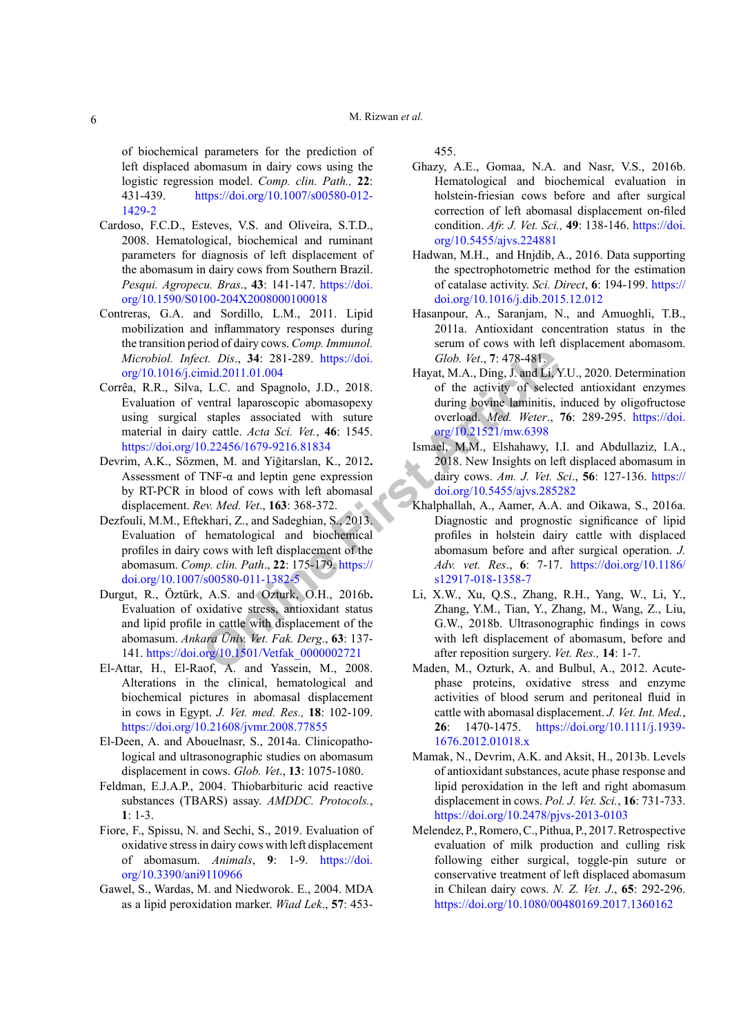of biochemical parameters for the prediction of left displaced abomasum in dairy cows using the logistic regression model. *Comp. clin. Path.,* **22**: 431-439. https://doi.org/10.1007/s00580-012-1429-2

Cardoso, F.C.D., Esteves, V.S. and Oliveira, S.T.D., 2008. Hematological, biochemical and ruminant parameters for diagnosis of left displacement of the abomasum in dairy cows from Southern Brazil. *Pesqui. Agropecu. Bras*., **43**: 141-147. https://doi.org/10.1590/S0100-204X2008000100018

Contreras, G.A. and Sordillo, L.M., 2011. Lipid mobilization and inflammatory responses during the transition period of dairy cows. *Comp. Immunol. Microbiol. Infect. Dis*., **34**: 281-289. https://doi.org/10.1016/j.cimid.2011.01.004

Corrêa, R.R., Silva, L.C. and Spagnolo, J.D., 2018. Evaluation of ventral laparoscopic abomasopexy using surgical staples associated with suture material in dairy cattle. *Acta Sci. Vet.*, **46**: 1545. https://doi.org/10.22456/1679-9216.81834

Devrim, A.K., Sözmen, M. and Yiğitarslan, K., 2012. Assessment of TNF-α and leptin gene expression by RT-PCR in blood of cows with left abomasal displacement. *Rev. Med. Vet*., **163**: 368-372.

Dezfouli, M.M., Eftekhari, Z., and Sadeghian, S., 2013. Evaluation of hematological and biochemical profiles in dairy cows with left displacement of the abomasum. *Comp. clin. Path*., **22**: 175-179. https://doi.org/10.1007/s00580-011-1382-5

Durgut, R., Öztürk, A.S. and Ozturk, O.H., 2016b. Evaluation of oxidative stress, antioxidant status and lipid profile in cattle with displacement of the abomasum. *Ankara Üniv. Vet. Fak. Derg*., **63**: 137-141. https://doi.org/10.1501/Vetfak_0000002721

El-Attar, H., El-Raof, A. and Yassein, M., 2008. Alterations in the clinical, hematological and biochemical pictures in abomasal displacement in cows in Egypt. *J. Vet. med. Res.*, **18**: 102-109. https://doi.org/10.21608/jvmr.2008.77855

El-Deen, A. and Abouelnasr, S., 2014a. Clinicopathological and ultrasonographic studies on abomasum displacement in cows. *Glob. Vet*., **13**: 1075-1080.

Feldman, E.J.A.P., 2004. Thiobarbituric acid reactive substances (TBARS) assay. *AMDDC. Protocols.*, **1**: 1-3.

Fiore, F., Spissu, N. and Sechi, S., 2019. Evaluation of oxidative stress in dairy cows with left displacement of abomasum. *Animals*, **9**: 1-9. https://doi.org/10.3390/ani9110966

Gawel, S., Wardas, M. and Niedworok. E., 2004. MDA as a lipid peroxidation marker. *Wiad Lek*., **57**: 453-455.

Ghazy, A.E., Gomaa, N.A. and Nasr, V.S., 2016b. Hematological and biochemical evaluation in holstein-friesian cows before and after surgical correction of left abomasal displacement on-filed condition. *Afr. J. Vet. Sci.,* **49**: 138-146. https://doi.org/10.5455/ajvs.224881

Hadwan, M.H., and Hnjdib, A., 2016. Data supporting the spectrophotometric method for the estimation of catalase activity. *Sci. Direct*, **6**: 194-199. https://doi.org/10.1016/j.dib.2015.12.012

Hasanpour, A., Saranjam, N., and Amuoghli, T.B., 2011a. Antioxidant concentration status in the serum of cows with left displacement abomasom. *Glob. Vet*., **7**: 478-481.

Hayat, M.A., Ding, J. and Li, Y.U., 2020. Determination of the activity of selected antioxidant enzymes during bovine laminitis, induced by oligofructose overload. *Med. Weter*., **76**: 289-295. https://doi.org/10.21521/mw.6398

Ismael, M.M., Elshahawy, I.I. and Abdullaziz, I.A., 2018. New Insights on left displaced abomasum in dairy cows. *Am. J. Vet. Sci*., **56**: 127-136. https://doi.org/10.5455/ajvs.285282

Khalphallah, A., Aamer, A.A. and Oikawa, S., 2016a. Diagnostic and prognostic significance of lipid profiles in holstein dairy cattle with displaced abomasum before and after surgical operation. *J. Adv. vet. Res*., **6**: 7-17. https://doi.org/10.1186/s12917-018-1358-7

Li, X.W., Xu, Q.S., Zhang, R.H., Yang, W., Li, Y., Zhang, Y.M., Tian, Y., Zhang, M., Wang, Z., Liu, G.W., 2018b. Ultrasonographic findings in cows with left displacement of abomasum, before and after reposition surgery. *Vet. Res.,* **14**: 1-7.

Maden, M., Ozturk, A. and Bulbul, A., 2012. Acute-phase proteins, oxidative stress and enzyme activities of blood serum and peritoneal fluid in cattle with abomasal displacement. *J. Vet. Int. Med.*, **26**: 1470-1475. https://doi.org/10.1111/j.1939-1676.2012.01018.x

Mamak, N., Devrim, A.K. and Aksit, H., 2013b. Levels of antioxidant substances, acute phase response and lipid peroxidation in the left and right abomasum displacement in cows. *Pol. J. Vet. Sci.*, **16**: 731-733. https://doi.org/10.2478/pjvs-2013-0103

Melendez, P., Romero, C., Pithua, P., 2017. Retrospective evaluation of milk production and culling risk following either surgical, toggle-pin suture or conservative treatment of left displaced abomasum in Chilean dairy cows. *N. Z. Vet. J*., **65**: 292-296. https://doi.org/10.1080/00480169.2017.1360162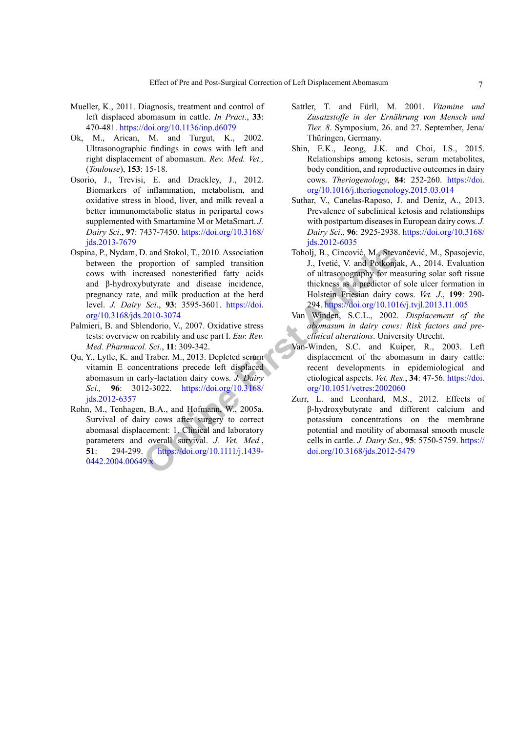Mueller, K., 2011. Diagnosis, treatment and control of left displaced abomasum in cattle. *In Pract*., **33**: 470-481. https://doi.org/10.1136/inp.d6079

Ok, M., Arican, M. and Turgut, K., 2002. Ultrasonographic findings in cows with left and right displacement of abomasum. *Rev. Med. Vet., (Toulouse)*, **153**: 15-18.

Osorio, J., Trevisi, E. and Drackley, J., 2012. Biomarkers of inflammation, metabolism, and oxidative stress in blood, liver, and milk reveal a better immunometabolic status in peripartal cows supplemented with Smartamine M or MetaSmart. *J. Dairy Sci*., **97**: 7437-7450. https://doi.org/10.3168/jds.2013-7679

Ospina, P., Nydam, D. and Stokol, T., 2010. Association between the proportion of sampled transition cows with increased nonesterified fatty acids and β-hydroxybutyrate and disease incidence, pregnancy rate, and milk production at the herd level. *J. Dairy Sci*., **93**: 3595-3601. https://doi.org/10.3168/jds.2010-3074

Palmieri, B. and Sblendorio, V., 2007. Oxidative stress tests: overview on reability and use part I. *Eur. Rev. Med. Pharmacol. Sci*., **11**: 309-342.

Qu, Y., Lytle, K. and Traber. M., 2013. Depleted serum vitamin E concentrations precede left displaced abomasum in early-lactation dairy cows. *J. Dairy Sci.,* **96**: 3012-3022. https://doi.org/10.3168/jds.2012-6357

Rohn, M., Tenhagen, B.A., and Hofmann, W., 2005a. Survival of dairy cows after surgery to correct abomasal displacement: 1. Clinical and laboratory parameters and overall survival. *J. Vet. Med*., **51**: 294-299. https://doi.org/10.1111/j.1439-0442.2004.00649.x

Sattler, T. and Fürll, M. 2001. *Vitamine und Zusatzstoffe in der Ernährung von Mensch und Tier, 8*. Symposium, 26. and 27. September, Jena/Thüringen, Germany.

Shin, E.K., Jeong, J.K. and Choi, I.S., 2015. Relationships among ketosis, serum metabolites, body condition, and reproductive outcomes in dairy cows. *Theriogenology*, **84**: 252-260. https://doi.org/10.1016/j.theriogenology.2015.03.014

Suthar, V., Canelas-Raposo, J. and Deniz, A., 2013. Prevalence of subclinical ketosis and relationships with postpartum diseases in European dairy cows. *J. Dairy Sci*., **96**: 2925-2938. https://doi.org/10.3168/jds.2012-6035

Toholj, B., Cincović, M., Stevančević, M., Spasojevic, J., Ivetić, V. and Potkonjak, A., 2014. Evaluation of ultrasonography for measuring solar soft tissue thickness as a predictor of sole ulcer formation in Holstein–Friesian dairy cows. *Vet. J*., **199**: 290-294. https://doi.org/10.1016/j.tvjl.2013.11.005

Van Winden, S.C.L., 2002. *Displacement of the abomasum in dairy cows: Risk factors and pre-clinical alterations*. University Utrecht.

Van-Winden, S.C. and Kuiper, R., 2003. Left displacement of the abomasum in dairy cattle: recent developments in epidemiological and etiological aspects. *Vet. Res*., **34**: 47-56. https://doi.org/10.1051/vetres:2002060

Zurr, L. and Leonhard, M.S., 2012. Effects of β-hydroxybutyrate and different calcium and potassium concentrations on the membrane potential and motility of abomasal smooth muscle cells in cattle. *J. Dairy Sci*., **95**: 5750-5759. https://doi.org/10.3168/jds.2012-5479